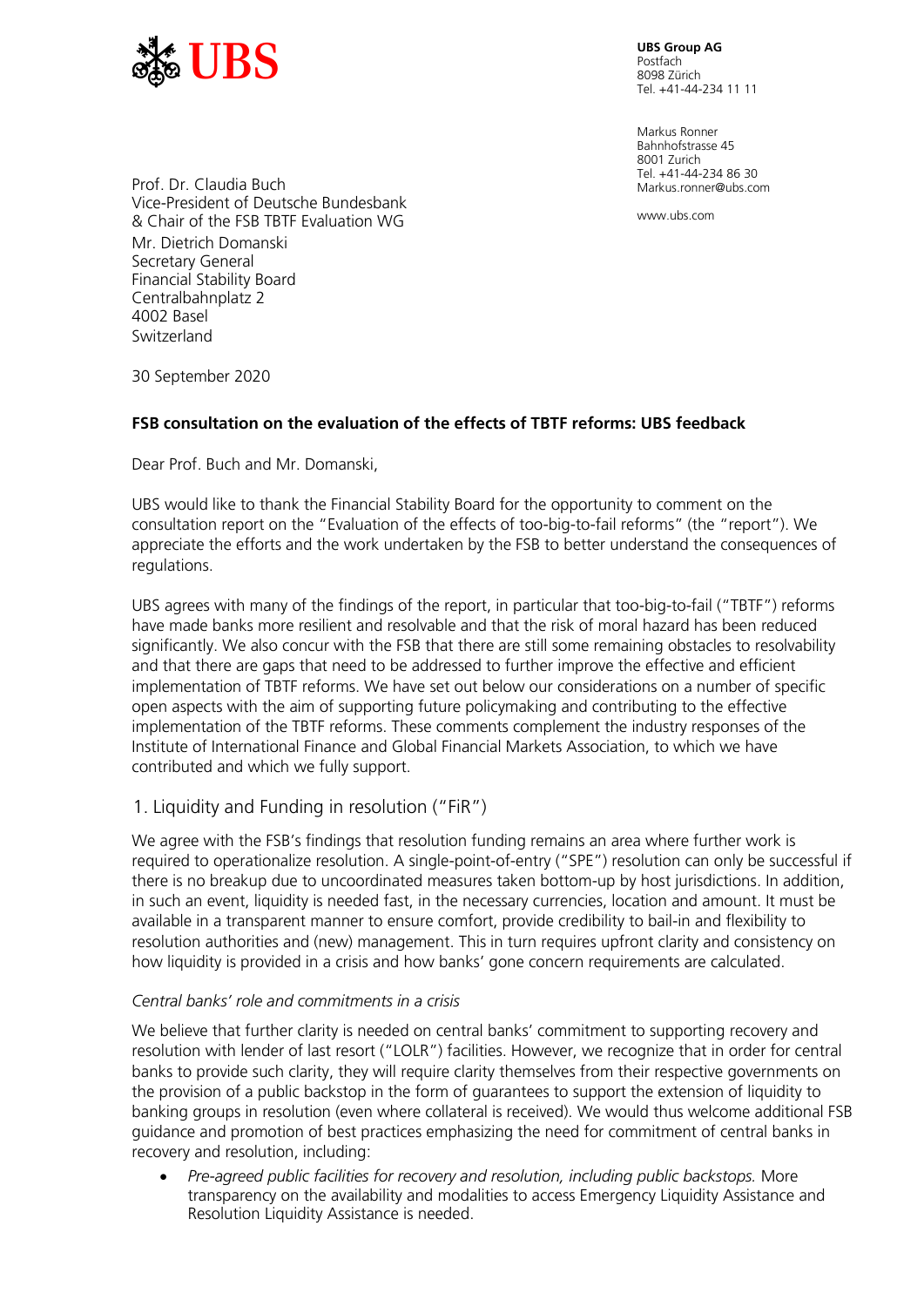**UBS Group AG**
Postfach
8098 Zürich
Tel. +41-44-234 11 11

Markus Ronner
Bahnhofstrasse 45
8001 Zurich
Tel. +41-44-234 86 30
Markus.ronner@ubs.com

www.ubs.com

Prof. Dr. Claudia Buch
Vice-President of Deutsche Bundesbank
& Chair of the FSB TBTF Evaluation WG
Mr. Dietrich Domanski
Secretary General
Financial Stability Board
Centralbahnplatz 2
4002 Basel
Switzerland

30 September 2020

**FSB consultation on the evaluation of the effects of TBTF reforms: UBS feedback**

Dear Prof. Buch and Mr. Domanski,

UBS would like to thank the Financial Stability Board for the opportunity to comment on the consultation report on the "Evaluation of the effects of too-big-to-fail reforms" (the "report"). We appreciate the efforts and the work undertaken by the FSB to better understand the consequences of regulations.

UBS agrees with many of the findings of the report, in particular that too-big-to-fail ("TBTF") reforms have made banks more resilient and resolvable and that the risk of moral hazard has been reduced significantly. We also concur with the FSB that there are still some remaining obstacles to resolvability and that there are gaps that need to be addressed to further improve the effective and efficient implementation of TBTF reforms. We have set out below our considerations on a number of specific open aspects with the aim of supporting future policymaking and contributing to the effective implementation of the TBTF reforms. These comments complement the industry responses of the Institute of International Finance and Global Financial Markets Association, to which we have contributed and which we fully support.

## 1. Liquidity and Funding in resolution ("FiR")

We agree with the FSB's findings that resolution funding remains an area where further work is required to operationalize resolution. A single-point-of-entry ("SPE") resolution can only be successful if there is no breakup due to uncoordinated measures taken bottom-up by host jurisdictions. In addition, in such an event, liquidity is needed fast, in the necessary currencies, location and amount. It must be available in a transparent manner to ensure comfort, provide credibility to bail-in and flexibility to resolution authorities and (new) management. This in turn requires upfront clarity and consistency on how liquidity is provided in a crisis and how banks' gone concern requirements are calculated.

### *Central banks' role and commitments in a crisis*

We believe that further clarity is needed on central banks' commitment to supporting recovery and resolution with lender of last resort ("LOLR") facilities. However, we recognize that in order for central banks to provide such clarity, they will require clarity themselves from their respective governments on the provision of a public backstop in the form of guarantees to support the extension of liquidity to banking groups in resolution (even where collateral is received). We would thus welcome additional FSB guidance and promotion of best practices emphasizing the need for commitment of central banks in recovery and resolution, including:

- *Pre-agreed public facilities for recovery and resolution, including public backstops.* More transparency on the availability and modalities to access Emergency Liquidity Assistance and Resolution Liquidity Assistance is needed.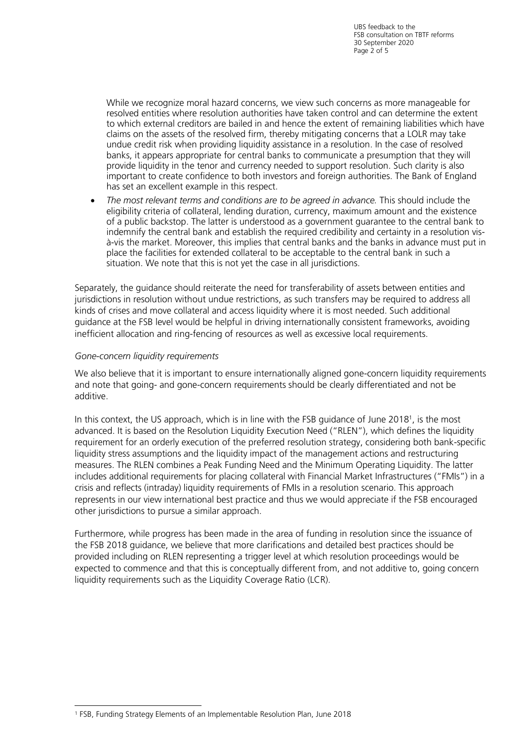While we recognize moral hazard concerns, we view such concerns as more manageable for resolved entities where resolution authorities have taken control and can determine the extent to which external creditors are bailed in and hence the extent of remaining liabilities which have claims on the assets of the resolved firm, thereby mitigating concerns that a LOLR may take undue credit risk when providing liquidity assistance in a resolution. In the case of resolved banks, it appears appropriate for central banks to communicate a presumption that they will provide liquidity in the tenor and currency needed to support resolution. Such clarity is also important to create confidence to both investors and foreign authorities. The Bank of England has set an excellent example in this respect.

- *The most relevant terms and conditions are to be agreed in advance.* This should include the eligibility criteria of collateral, lending duration, currency, maximum amount and the existence of a public backstop. The latter is understood as a government guarantee to the central bank to indemnify the central bank and establish the required credibility and certainty in a resolution vis-à-vis the market. Moreover, this implies that central banks and the banks in advance must put in place the facilities for extended collateral to be acceptable to the central bank in such a situation. We note that this is not yet the case in all jurisdictions.

Separately, the guidance should reiterate the need for transferability of assets between entities and jurisdictions in resolution without undue restrictions, as such transfers may be required to address all kinds of crises and move collateral and access liquidity where it is most needed. Such additional guidance at the FSB level would be helpful in driving internationally consistent frameworks, avoiding inefficient allocation and ring-fencing of resources as well as excessive local requirements.

*Gone-concern liquidity requirements*

We also believe that it is important to ensure internationally aligned gone-concern liquidity requirements and note that going- and gone-concern requirements should be clearly differentiated and not be additive.

In this context, the US approach, which is in line with the FSB guidance of June 2018[1], is the most advanced. It is based on the Resolution Liquidity Execution Need ("RLEN"), which defines the liquidity requirement for an orderly execution of the preferred resolution strategy, considering both bank-specific liquidity stress assumptions and the liquidity impact of the management actions and restructuring measures. The RLEN combines a Peak Funding Need and the Minimum Operating Liquidity. The latter includes additional requirements for placing collateral with Financial Market Infrastructures ("FMIs") in a crisis and reflects (intraday) liquidity requirements of FMIs in a resolution scenario. This approach represents in our view international best practice and thus we would appreciate if the FSB encouraged other jurisdictions to pursue a similar approach.

Furthermore, while progress has been made in the area of funding in resolution since the issuance of the FSB 2018 guidance, we believe that more clarifications and detailed best practices should be provided including on RLEN representing a trigger level at which resolution proceedings would be expected to commence and that this is conceptually different from, and not additive to, going concern liquidity requirements such as the Liquidity Coverage Ratio (LCR).

[1] FSB, Funding Strategy Elements of an Implementable Resolution Plan, June 2018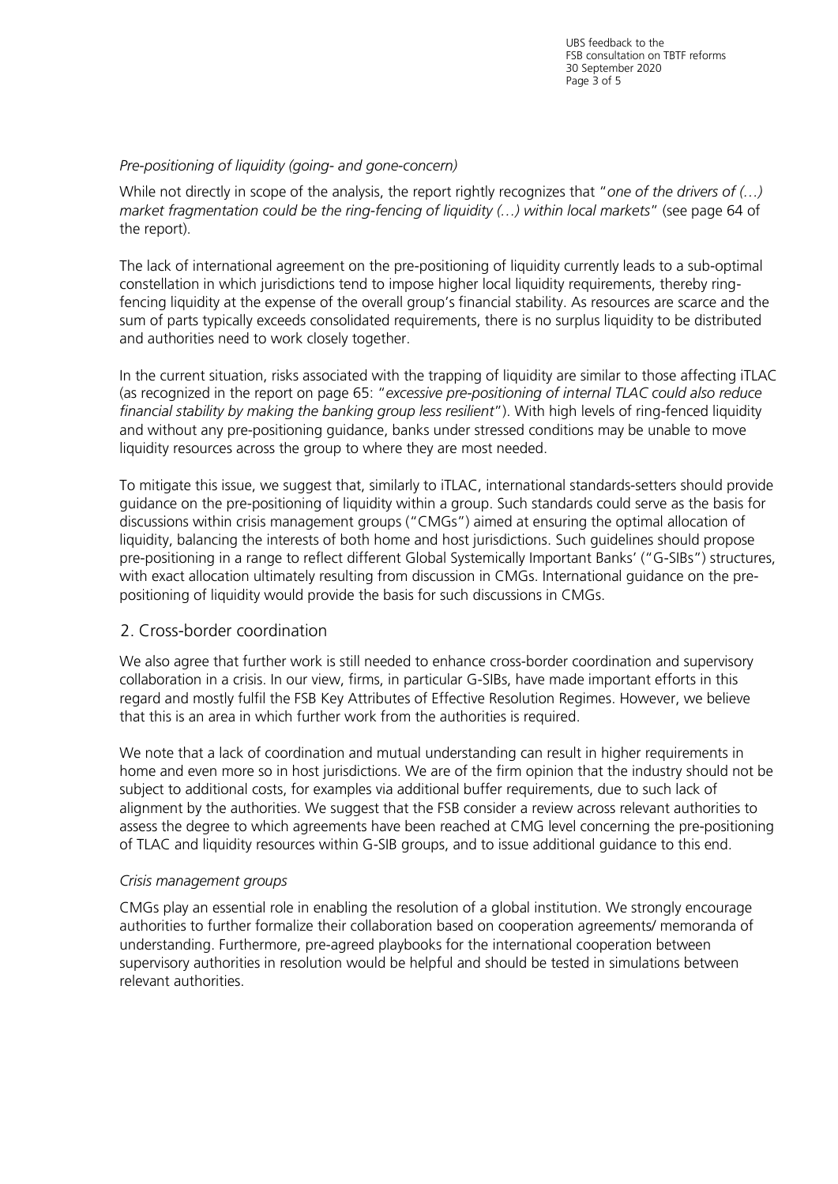*Pre-positioning of liquidity (going- and gone-concern)*

While not directly in scope of the analysis, the report rightly recognizes that "*one of the drivers of (…) market fragmentation could be the ring-fencing of liquidity (…) within local markets*" (see page 64 of the report).

The lack of international agreement on the pre-positioning of liquidity currently leads to a sub-optimal constellation in which jurisdictions tend to impose higher local liquidity requirements, thereby ring-fencing liquidity at the expense of the overall group's financial stability. As resources are scarce and the sum of parts typically exceeds consolidated requirements, there is no surplus liquidity to be distributed and authorities need to work closely together.

In the current situation, risks associated with the trapping of liquidity are similar to those affecting iTLAC (as recognized in the report on page 65: "*excessive pre-positioning of internal TLAC could also reduce financial stability by making the banking group less resilient*"). With high levels of ring-fenced liquidity and without any pre-positioning guidance, banks under stressed conditions may be unable to move liquidity resources across the group to where they are most needed.

To mitigate this issue, we suggest that, similarly to iTLAC, international standards-setters should provide guidance on the pre-positioning of liquidity within a group. Such standards could serve as the basis for discussions within crisis management groups ("CMGs") aimed at ensuring the optimal allocation of liquidity, balancing the interests of both home and host jurisdictions. Such guidelines should propose pre-positioning in a range to reflect different Global Systemically Important Banks' ("G-SIBs") structures, with exact allocation ultimately resulting from discussion in CMGs. International guidance on the pre-positioning of liquidity would provide the basis for such discussions in CMGs.

## 2. Cross-border coordination

We also agree that further work is still needed to enhance cross-border coordination and supervisory collaboration in a crisis. In our view, firms, in particular G-SIBs, have made important efforts in this regard and mostly fulfil the FSB Key Attributes of Effective Resolution Regimes. However, we believe that this is an area in which further work from the authorities is required.

We note that a lack of coordination and mutual understanding can result in higher requirements in home and even more so in host jurisdictions. We are of the firm opinion that the industry should not be subject to additional costs, for examples via additional buffer requirements, due to such lack of alignment by the authorities. We suggest that the FSB consider a review across relevant authorities to assess the degree to which agreements have been reached at CMG level concerning the pre-positioning of TLAC and liquidity resources within G-SIB groups, and to issue additional guidance to this end.

*Crisis management groups*

CMGs play an essential role in enabling the resolution of a global institution. We strongly encourage authorities to further formalize their collaboration based on cooperation agreements/ memoranda of understanding. Furthermore, pre-agreed playbooks for the international cooperation between supervisory authorities in resolution would be helpful and should be tested in simulations between relevant authorities.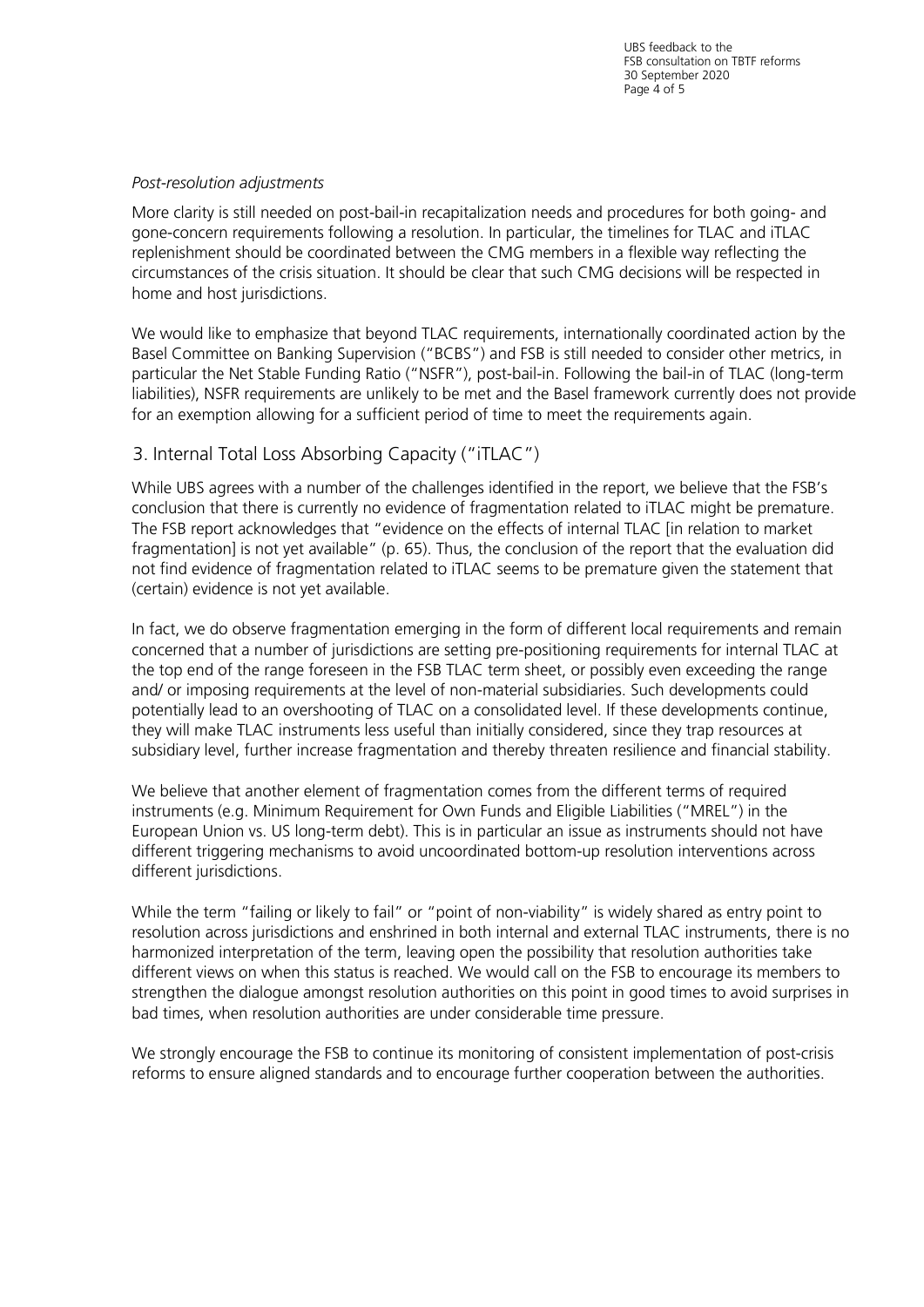*Post-resolution adjustments*

More clarity is still needed on post-bail-in recapitalization needs and procedures for both going- and gone-concern requirements following a resolution. In particular, the timelines for TLAC and iTLAC replenishment should be coordinated between the CMG members in a flexible way reflecting the circumstances of the crisis situation. It should be clear that such CMG decisions will be respected in home and host jurisdictions.

We would like to emphasize that beyond TLAC requirements, internationally coordinated action by the Basel Committee on Banking Supervision ("BCBS") and FSB is still needed to consider other metrics, in particular the Net Stable Funding Ratio ("NSFR"), post-bail-in. Following the bail-in of TLAC (long-term liabilities), NSFR requirements are unlikely to be met and the Basel framework currently does not provide for an exemption allowing for a sufficient period of time to meet the requirements again.

## 3. Internal Total Loss Absorbing Capacity ("iTLAC")

While UBS agrees with a number of the challenges identified in the report, we believe that the FSB's conclusion that there is currently no evidence of fragmentation related to iTLAC might be premature. The FSB report acknowledges that "evidence on the effects of internal TLAC [in relation to market fragmentation] is not yet available" (p. 65). Thus, the conclusion of the report that the evaluation did not find evidence of fragmentation related to iTLAC seems to be premature given the statement that (certain) evidence is not yet available.

In fact, we do observe fragmentation emerging in the form of different local requirements and remain concerned that a number of jurisdictions are setting pre-positioning requirements for internal TLAC at the top end of the range foreseen in the FSB TLAC term sheet, or possibly even exceeding the range and/ or imposing requirements at the level of non-material subsidiaries. Such developments could potentially lead to an overshooting of TLAC on a consolidated level. If these developments continue, they will make TLAC instruments less useful than initially considered, since they trap resources at subsidiary level, further increase fragmentation and thereby threaten resilience and financial stability.

We believe that another element of fragmentation comes from the different terms of required instruments (e.g. Minimum Requirement for Own Funds and Eligible Liabilities ("MREL") in the European Union vs. US long-term debt). This is in particular an issue as instruments should not have different triggering mechanisms to avoid uncoordinated bottom-up resolution interventions across different jurisdictions.

While the term "failing or likely to fail" or "point of non-viability" is widely shared as entry point to resolution across jurisdictions and enshrined in both internal and external TLAC instruments, there is no harmonized interpretation of the term, leaving open the possibility that resolution authorities take different views on when this status is reached. We would call on the FSB to encourage its members to strengthen the dialogue amongst resolution authorities on this point in good times to avoid surprises in bad times, when resolution authorities are under considerable time pressure.

We strongly encourage the FSB to continue its monitoring of consistent implementation of post-crisis reforms to ensure aligned standards and to encourage further cooperation between the authorities.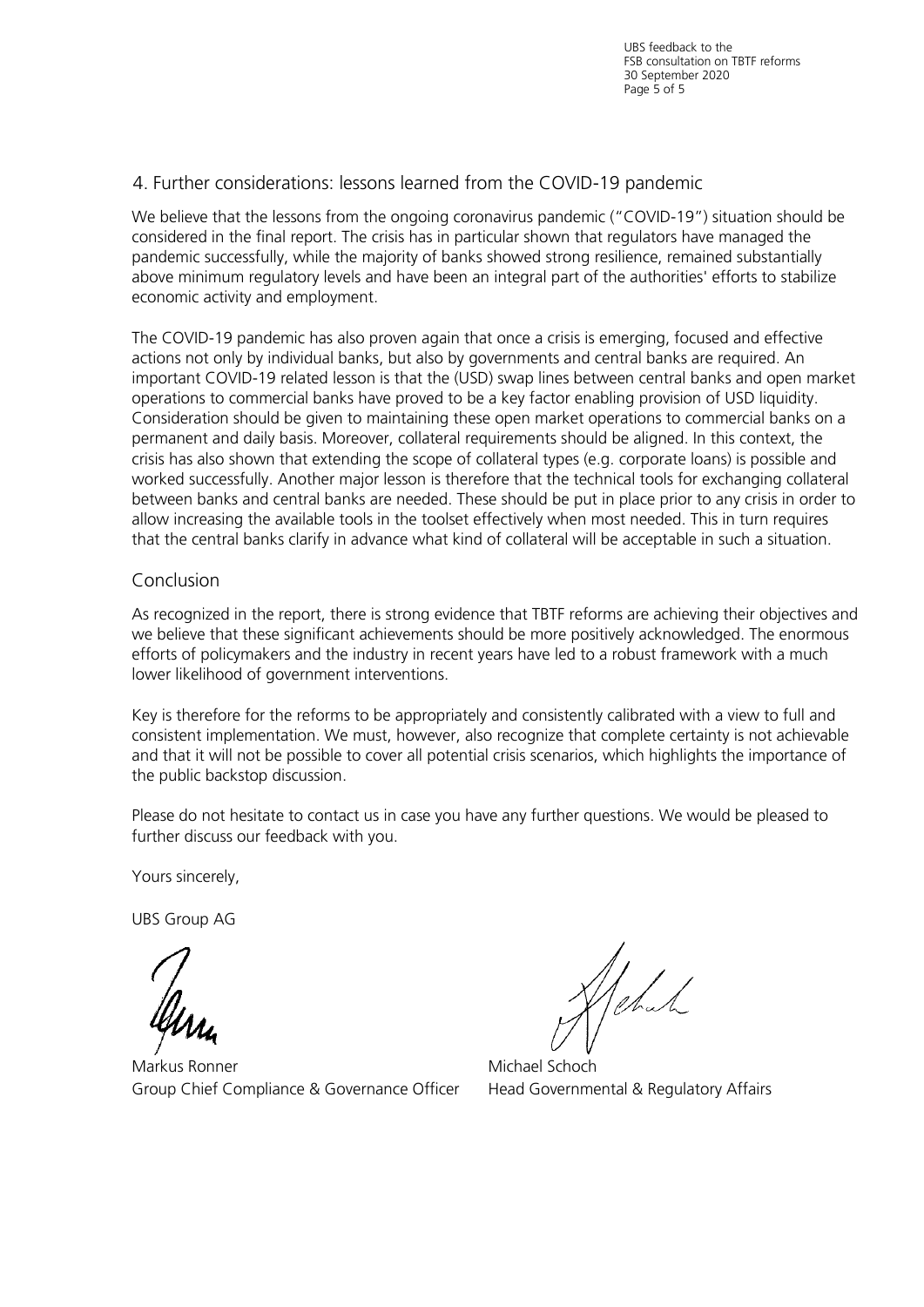## 4. Further considerations: lessons learned from the COVID-19 pandemic

We believe that the lessons from the ongoing coronavirus pandemic ("COVID-19") situation should be considered in the final report. The crisis has in particular shown that regulators have managed the pandemic successfully, while the majority of banks showed strong resilience, remained substantially above minimum regulatory levels and have been an integral part of the authorities' efforts to stabilize economic activity and employment.

The COVID-19 pandemic has also proven again that once a crisis is emerging, focused and effective actions not only by individual banks, but also by governments and central banks are required. An important COVID-19 related lesson is that the (USD) swap lines between central banks and open market operations to commercial banks have proved to be a key factor enabling provision of USD liquidity. Consideration should be given to maintaining these open market operations to commercial banks on a permanent and daily basis. Moreover, collateral requirements should be aligned. In this context, the crisis has also shown that extending the scope of collateral types (e.g. corporate loans) is possible and worked successfully. Another major lesson is therefore that the technical tools for exchanging collateral between banks and central banks are needed. These should be put in place prior to any crisis in order to allow increasing the available tools in the toolset effectively when most needed. This in turn requires that the central banks clarify in advance what kind of collateral will be acceptable in such a situation.

## Conclusion

As recognized in the report, there is strong evidence that TBTF reforms are achieving their objectives and we believe that these significant achievements should be more positively acknowledged. The enormous efforts of policymakers and the industry in recent years have led to a robust framework with a much lower likelihood of government interventions.

Key is therefore for the reforms to be appropriately and consistently calibrated with a view to full and consistent implementation. We must, however, also recognize that complete certainty is not achievable and that it will not be possible to cover all potential crisis scenarios, which highlights the importance of the public backstop discussion.

Please do not hesitate to contact us in case you have any further questions. We would be pleased to further discuss our feedback with you.

Yours sincerely,

UBS Group AG

Markus Ronner
Group Chief Compliance & Governance Officer

Michael Schoch
Head Governmental & Regulatory Affairs